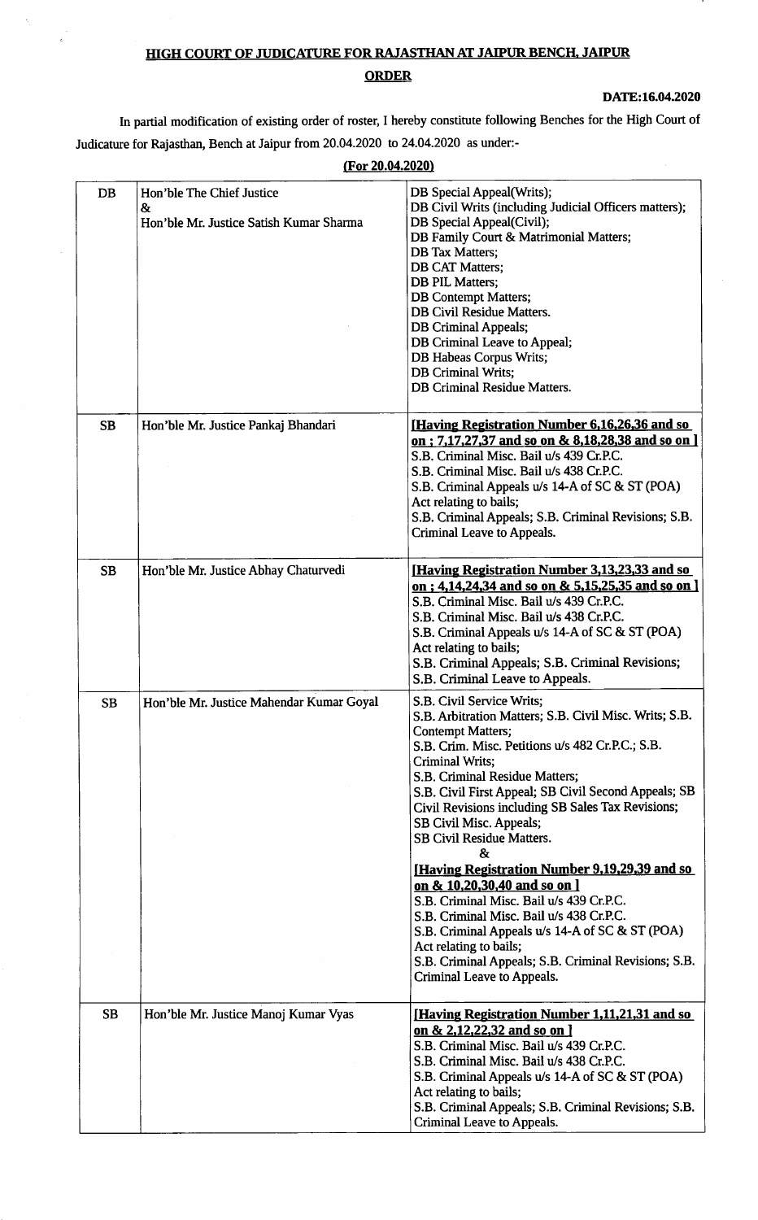# HIGH COURT OF JUDICATURE FOR RAJASTHAN AT JAIPUR BENCH, JAIPUR

## ORDER

**DATE:16.04.2020**

In partial modification of existing order of roster, I hereby constitute following Benches for the High Court of Judicature for Rajasthan, Bench at Jaipur from 20.04.2020 to 24.04.2020 as under:-

**(For 20.04.2020)**

| | | |
|---|---|---|
| DB | Hon'ble The Chief Justice<br>&<br>Hon'ble Mr. Justice Satish Kumar Sharma | DB Special Appeal(Writs);<br>DB Civil Writs (including Judicial Officers matters);<br>DB Special Appeal(Civil);<br>DB Family Court & Matrimonial Matters;<br>DB Tax Matters;<br>DB CAT Matters;<br>DB PIL Matters;<br>DB Contempt Matters;<br>DB Civil Residue Matters.<br>DB Criminal Appeals;<br>DB Criminal Leave to Appeal;<br>DB Habeas Corpus Writs;<br>DB Criminal Writs;<br>DB Criminal Residue Matters. |
| SB | Hon'ble Mr. Justice Pankaj Bhandari | **[Having Registration Number 6,16,26,36 and so on ; 7,17,27,37 and so on & 8,18,28,38 and so on ]**<br>S.B. Criminal Misc. Bail u/s 439 Cr.P.C.<br>S.B. Criminal Misc. Bail u/s 438 Cr.P.C.<br>S.B. Criminal Appeals u/s 14-A of SC & ST (POA) Act relating to bails;<br>S.B. Criminal Appeals; S.B. Criminal Revisions; S.B. Criminal Leave to Appeals. |
| SB | Hon'ble Mr. Justice Abhay Chaturvedi | **[Having Registration Number 3,13,23,33 and so on ; 4,14,24,34 and so on & 5,15,25,35 and so on ]**<br>S.B. Criminal Misc. Bail u/s 439 Cr.P.C.<br>S.B. Criminal Misc. Bail u/s 438 Cr.P.C.<br>S.B. Criminal Appeals u/s 14-A of SC & ST (POA) Act relating to bails;<br>S.B. Criminal Appeals; S.B. Criminal Revisions;<br>S.B. Criminal Leave to Appeals. |
| SB | Hon'ble Mr. Justice Mahendar Kumar Goyal | S.B. Civil Service Writs;<br>S.B. Arbitration Matters; S.B. Civil Misc. Writs; S.B. Contempt Matters;<br>S.B. Crim. Misc. Petitions u/s 482 Cr.P.C.; S.B. Criminal Writs;<br>S.B. Criminal Residue Matters;<br>S.B. Civil First Appeal; SB Civil Second Appeals; SB Civil Revisions including SB Sales Tax Revisions;<br>SB Civil Misc. Appeals;<br>SB Civil Residue Matters.<br>&<br>**[Having Registration Number 9,19,29,39 and so on & 10,20,30,40 and so on ]**<br>S.B. Criminal Misc. Bail u/s 439 Cr.P.C.<br>S.B. Criminal Misc. Bail u/s 438 Cr.P.C.<br>S.B. Criminal Appeals u/s 14-A of SC & ST (POA) Act relating to bails;<br>S.B. Criminal Appeals; S.B. Criminal Revisions; S.B. Criminal Leave to Appeals. |
| SB | Hon'ble Mr. Justice Manoj Kumar Vyas | **[Having Registration Number 1,11,21,31 and so on & 2,12,22,32 and so on ]**<br>S.B. Criminal Misc. Bail u/s 439 Cr.P.C.<br>S.B. Criminal Misc. Bail u/s 438 Cr.P.C.<br>S.B. Criminal Appeals u/s 14-A of SC & ST (POA) Act relating to bails;<br>S.B. Criminal Appeals; S.B. Criminal Revisions; S.B. Criminal Leave to Appeals. |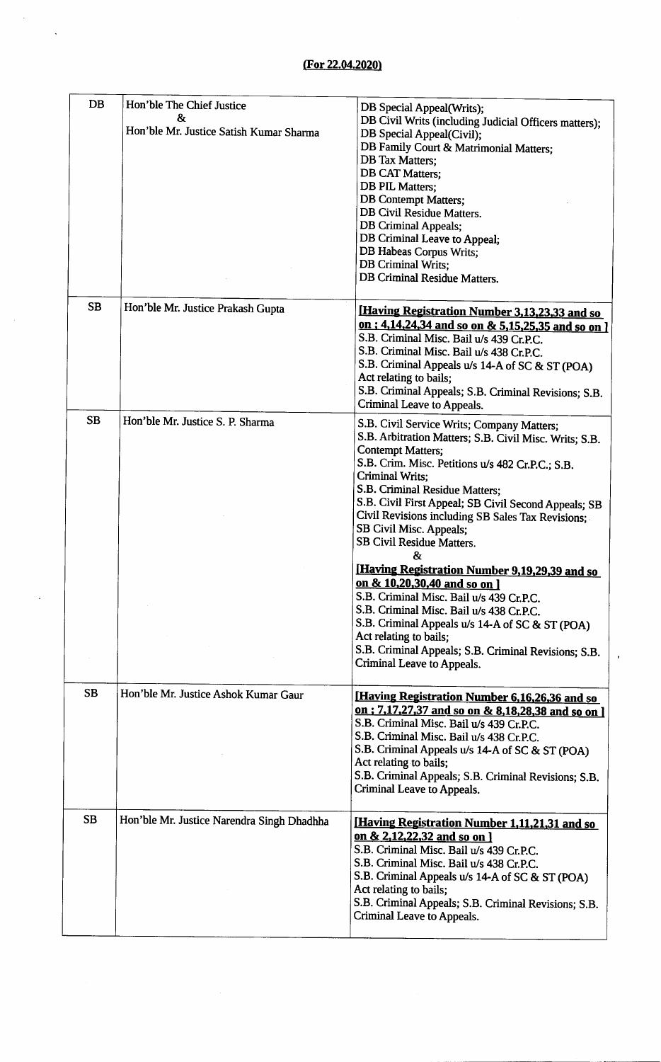**(For 22.04.2020)**

| | | |
|---|---|---|
| DB | Hon'ble The Chief Justice<br>&<br>Hon'ble Mr. Justice Satish Kumar Sharma | DB Special Appeal(Writs);<br>DB Civil Writs (including Judicial Officers matters);<br>DB Special Appeal(Civil);<br>DB Family Court & Matrimonial Matters;<br>DB Tax Matters;<br>DB CAT Matters;<br>DB PIL Matters;<br>DB Contempt Matters;<br>DB Civil Residue Matters.<br>DB Criminal Appeals;<br>DB Criminal Leave to Appeal;<br>DB Habeas Corpus Writs;<br>DB Criminal Writs;<br>DB Criminal Residue Matters. |
| SB | Hon'ble Mr. Justice Prakash Gupta | **[Having Registration Number 3,13,23,33 and so on ; 4,14,24,34 and so on & 5,15,25,35 and so on ]**<br>S.B. Criminal Misc. Bail u/s 439 Cr.P.C.<br>S.B. Criminal Misc. Bail u/s 438 Cr.P.C.<br>S.B. Criminal Appeals u/s 14-A of SC & ST (POA) Act relating to bails;<br>S.B. Criminal Appeals; S.B. Criminal Revisions; S.B. Criminal Leave to Appeals. |
| SB | Hon'ble Mr. Justice S. P. Sharma | S.B. Civil Service Writs; Company Matters;<br>S.B. Arbitration Matters; S.B. Civil Misc. Writs; S.B. Contempt Matters;<br>S.B. Crim. Misc. Petitions u/s 482 Cr.P.C.; S.B. Criminal Writs;<br>S.B. Criminal Residue Matters;<br>S.B. Civil First Appeal; SB Civil Second Appeals; SB Civil Revisions including SB Sales Tax Revisions;<br>SB Civil Misc. Appeals;<br>SB Civil Residue Matters.<br>&<br>**[Having Registration Number 9,19,29,39 and so on & 10,20,30,40 and so on ]**<br>S.B. Criminal Misc. Bail u/s 439 Cr.P.C.<br>S.B. Criminal Misc. Bail u/s 438 Cr.P.C.<br>S.B. Criminal Appeals u/s 14-A of SC & ST (POA) Act relating to bails;<br>S.B. Criminal Appeals; S.B. Criminal Revisions; S.B. Criminal Leave to Appeals. |
| SB | Hon'ble Mr. Justice Ashok Kumar Gaur | **[Having Registration Number 6,16,26,36 and so on ; 7,17,27,37 and so on & 8,18,28,38 and so on ]**<br>S.B. Criminal Misc. Bail u/s 439 Cr.P.C.<br>S.B. Criminal Misc. Bail u/s 438 Cr.P.C.<br>S.B. Criminal Appeals u/s 14-A of SC & ST (POA) Act relating to bails;<br>S.B. Criminal Appeals; S.B. Criminal Revisions; S.B. Criminal Leave to Appeals. |
| SB | Hon'ble Mr. Justice Narendra Singh Dhadhha | **[Having Registration Number 1,11,21,31 and so on & 2,12,22,32 and so on ]**<br>S.B. Criminal Misc. Bail u/s 439 Cr.P.C.<br>S.B. Criminal Misc. Bail u/s 438 Cr.P.C.<br>S.B. Criminal Appeals u/s 14-A of SC & ST (POA) Act relating to bails;<br>S.B. Criminal Appeals; S.B. Criminal Revisions; S.B. Criminal Leave to Appeals. |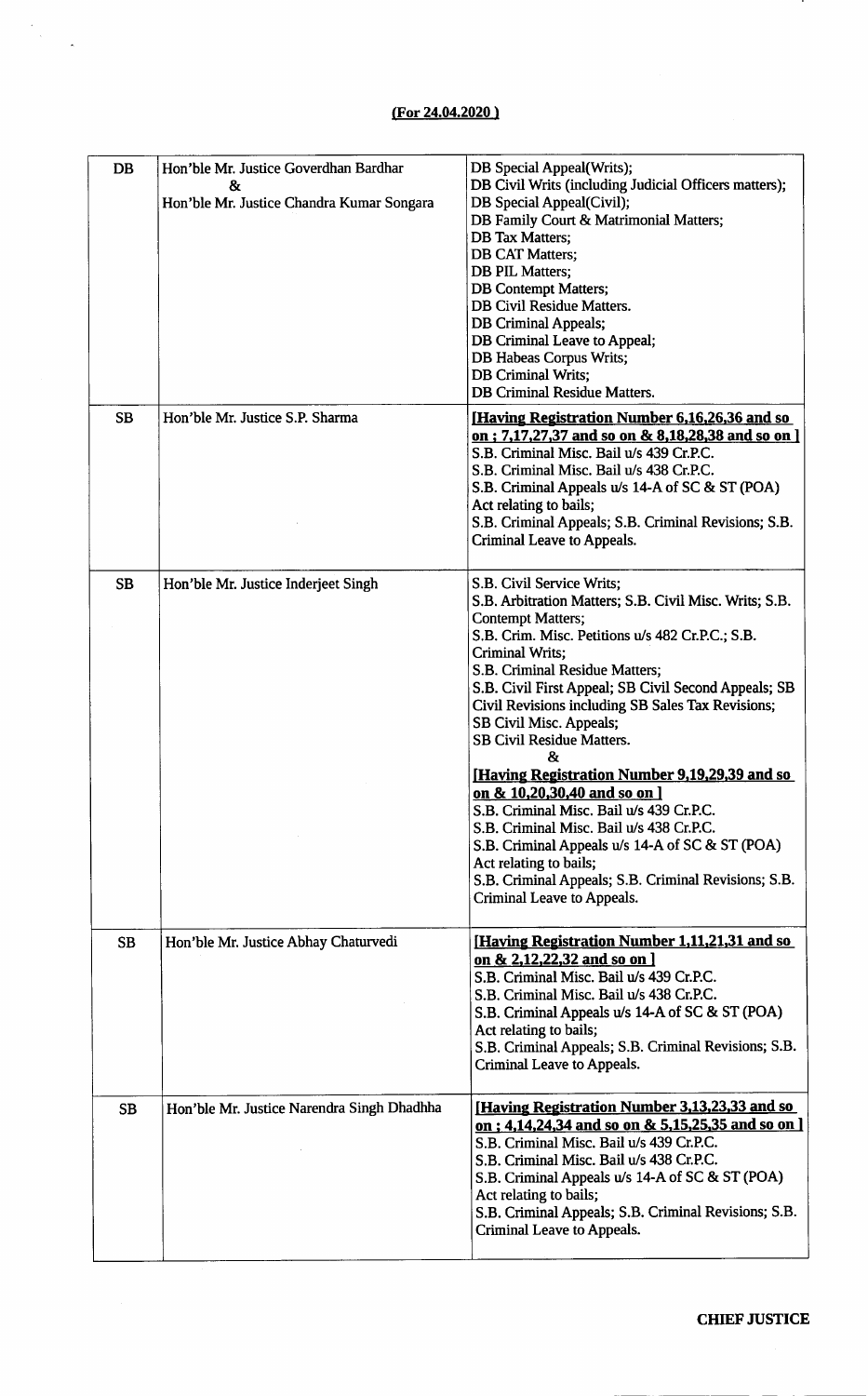**(For 24.04.2020 )**

| | | |
|---|---|---|
| DB | Hon'ble Mr. Justice Goverdhan Bardhar<br>&<br>Hon'ble Mr. Justice Chandra Kumar Songara | DB Special Appeal(Writs);<br>DB Civil Writs (including Judicial Officers matters);<br>DB Special Appeal(Civil);<br>DB Family Court & Matrimonial Matters;<br>DB Tax Matters;<br>DB CAT Matters;<br>DB PIL Matters;<br>DB Contempt Matters;<br>DB Civil Residue Matters.<br>DB Criminal Appeals;<br>DB Criminal Leave to Appeal;<br>DB Habeas Corpus Writs;<br>DB Criminal Writs;<br>DB Criminal Residue Matters. |
| SB | Hon'ble Mr. Justice S.P. Sharma | **[Having Registration Number 6,16,26,36 and so on ; 7,17,27,37 and so on & 8,18,28,38 and so on ]**<br>S.B. Criminal Misc. Bail u/s 439 Cr.P.C.<br>S.B. Criminal Misc. Bail u/s 438 Cr.P.C.<br>S.B. Criminal Appeals u/s 14-A of SC & ST (POA) Act relating to bails;<br>S.B. Criminal Appeals; S.B. Criminal Revisions; S.B. Criminal Leave to Appeals. |
| SB | Hon'ble Mr. Justice Inderjeet Singh | S.B. Civil Service Writs;<br>S.B. Arbitration Matters; S.B. Civil Misc. Writs; S.B. Contempt Matters;<br>S.B. Crim. Misc. Petitions u/s 482 Cr.P.C.; S.B. Criminal Writs;<br>S.B. Criminal Residue Matters;<br>S.B. Civil First Appeal; SB Civil Second Appeals; SB Civil Revisions including SB Sales Tax Revisions;<br>SB Civil Misc. Appeals;<br>SB Civil Residue Matters.<br>&<br>**[Having Registration Number 9,19,29,39 and so on & 10,20,30,40 and so on ]**<br>S.B. Criminal Misc. Bail u/s 439 Cr.P.C.<br>S.B. Criminal Misc. Bail u/s 438 Cr.P.C.<br>S.B. Criminal Appeals u/s 14-A of SC & ST (POA) Act relating to bails;<br>S.B. Criminal Appeals; S.B. Criminal Revisions; S.B. Criminal Leave to Appeals. |
| SB | Hon'ble Mr. Justice Abhay Chaturvedi | **[Having Registration Number 1,11,21,31 and so on & 2,12,22,32 and so on ]**<br>S.B. Criminal Misc. Bail u/s 439 Cr.P.C.<br>S.B. Criminal Misc. Bail u/s 438 Cr.P.C.<br>S.B. Criminal Appeals u/s 14-A of SC & ST (POA) Act relating to bails;<br>S.B. Criminal Appeals; S.B. Criminal Revisions; S.B. Criminal Leave to Appeals. |
| SB | Hon'ble Mr. Justice Narendra Singh Dhadhha | **[Having Registration Number 3,13,23,33 and so on ; 4,14,24,34 and so on & 5,15,25,35 and so on ]**<br>S.B. Criminal Misc. Bail u/s 439 Cr.P.C.<br>S.B. Criminal Misc. Bail u/s 438 Cr.P.C.<br>S.B. Criminal Appeals u/s 14-A of SC & ST (POA) Act relating to bails;<br>S.B. Criminal Appeals; S.B. Criminal Revisions; S.B. Criminal Leave to Appeals. |

**CHIEF JUSTICE**